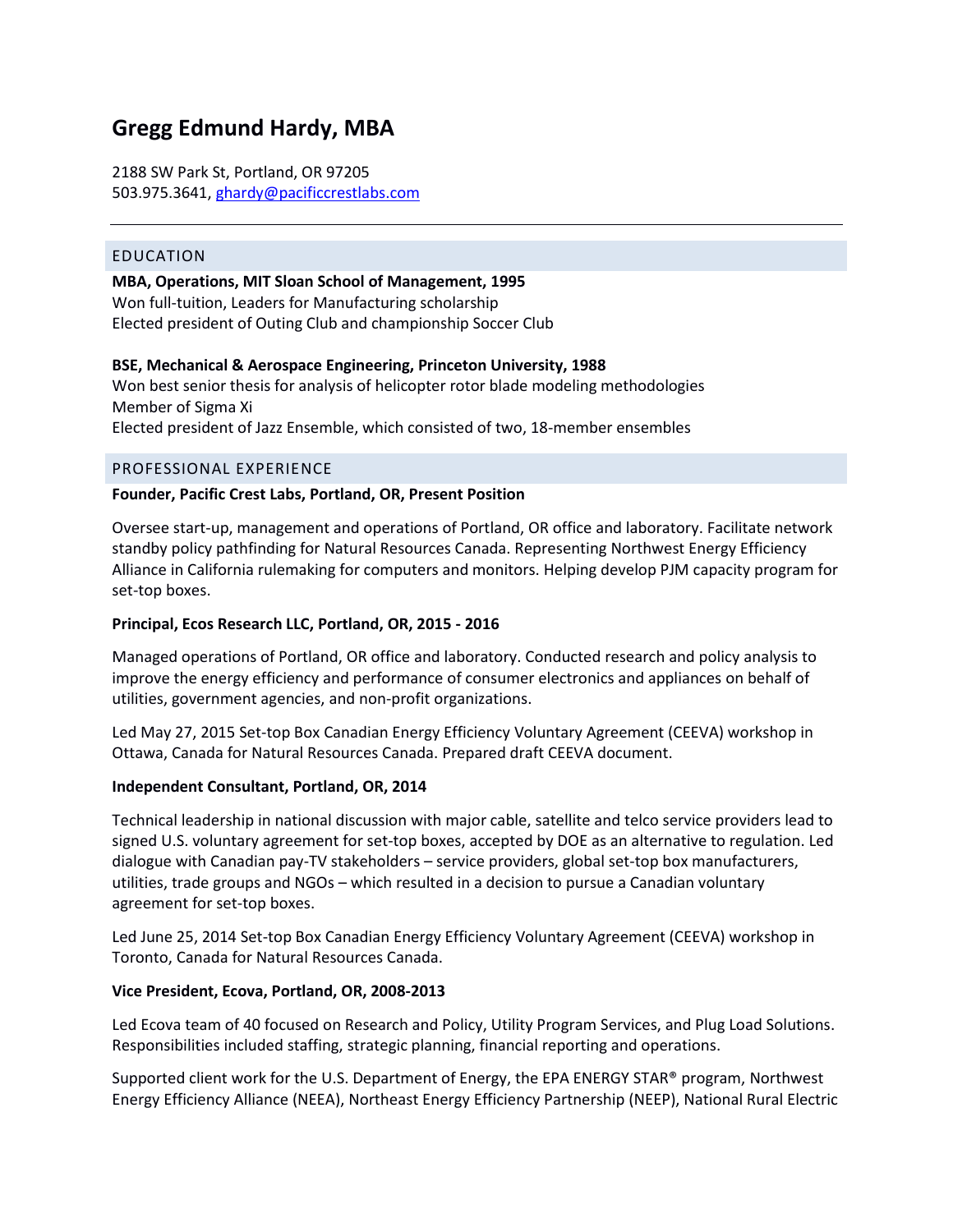# Gregg Edmund Hardy, MBA

2188 SW Park St, Portland, OR 97205
503.975.3641, ghardy@pacificcrestlabs.com

---

## EDUCATION

**MBA, Operations, MIT Sloan School of Management, 1995**
Won full-tuition, Leaders for Manufacturing scholarship
Elected president of Outing Club and championship Soccer Club

**BSE, Mechanical & Aerospace Engineering, Princeton University, 1988**
Won best senior thesis for analysis of helicopter rotor blade modeling methodologies
Member of Sigma Xi
Elected president of Jazz Ensemble, which consisted of two, 18-member ensembles

## PROFESSIONAL EXPERIENCE

**Founder, Pacific Crest Labs, Portland, OR, Present Position**

Oversee start-up, management and operations of Portland, OR office and laboratory. Facilitate network standby policy pathfinding for Natural Resources Canada. Representing Northwest Energy Efficiency Alliance in California rulemaking for computers and monitors. Helping develop PJM capacity program for set-top boxes.

**Principal, Ecos Research LLC, Portland, OR, 2015 - 2016**

Managed operations of Portland, OR office and laboratory. Conducted research and policy analysis to improve the energy efficiency and performance of consumer electronics and appliances on behalf of utilities, government agencies, and non-profit organizations.

Led May 27, 2015 Set-top Box Canadian Energy Efficiency Voluntary Agreement (CEEVA) workshop in Ottawa, Canada for Natural Resources Canada. Prepared draft CEEVA document.

**Independent Consultant, Portland, OR, 2014**

Technical leadership in national discussion with major cable, satellite and telco service providers lead to signed U.S. voluntary agreement for set-top boxes, accepted by DOE as an alternative to regulation. Led dialogue with Canadian pay-TV stakeholders – service providers, global set-top box manufacturers, utilities, trade groups and NGOs – which resulted in a decision to pursue a Canadian voluntary agreement for set-top boxes.

Led June 25, 2014 Set-top Box Canadian Energy Efficiency Voluntary Agreement (CEEVA) workshop in Toronto, Canada for Natural Resources Canada.

**Vice President, Ecova, Portland, OR, 2008-2013**

Led Ecova team of 40 focused on Research and Policy, Utility Program Services, and Plug Load Solutions. Responsibilities included staffing, strategic planning, financial reporting and operations.

Supported client work for the U.S. Department of Energy, the EPA ENERGY STAR® program, Northwest Energy Efficiency Alliance (NEEA), Northeast Energy Efficiency Partnership (NEEP), National Rural Electric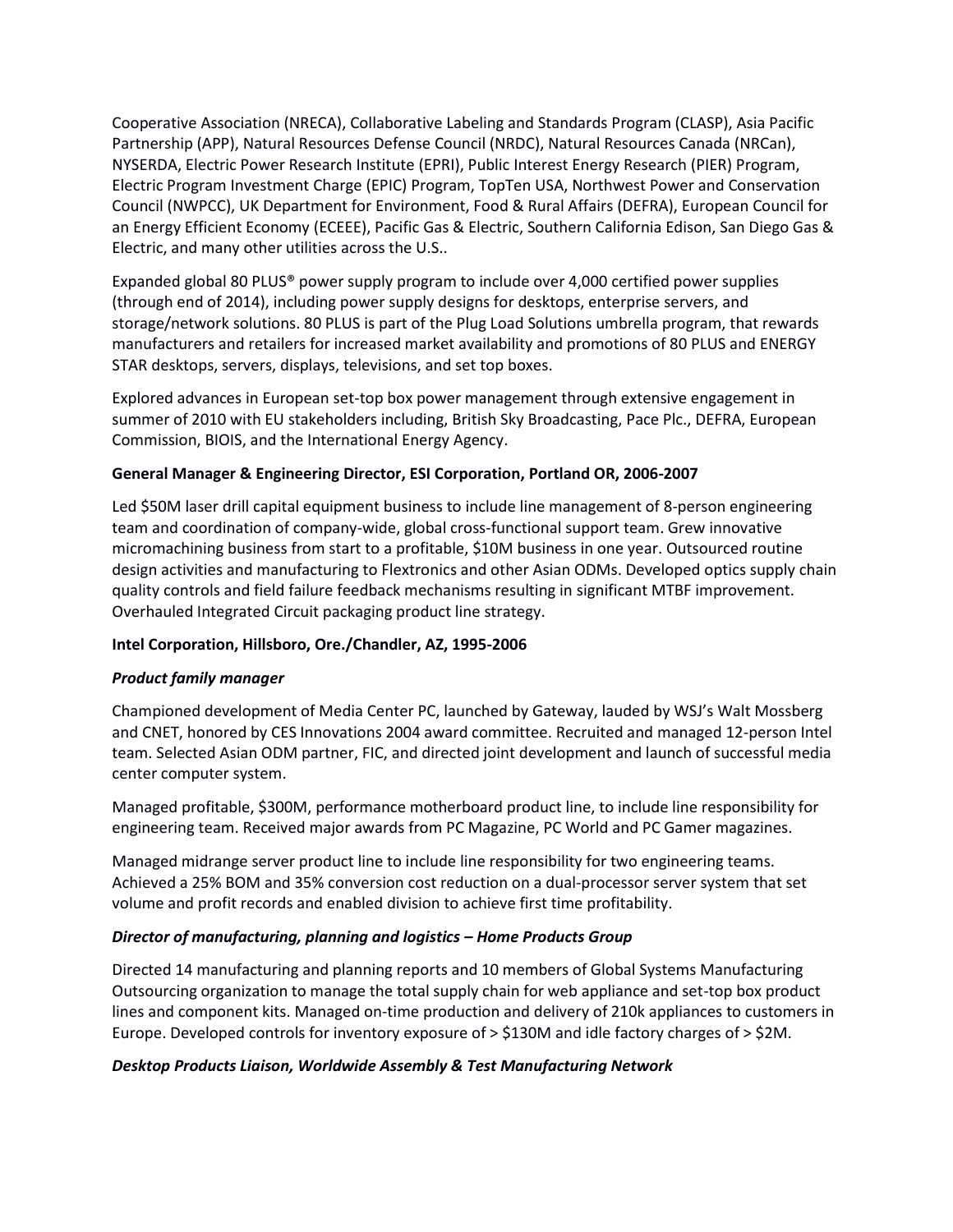Cooperative Association (NRECA), Collaborative Labeling and Standards Program (CLASP), Asia Pacific Partnership (APP), Natural Resources Defense Council (NRDC), Natural Resources Canada (NRCan), NYSERDA, Electric Power Research Institute (EPRI), Public Interest Energy Research (PIER) Program, Electric Program Investment Charge (EPIC) Program, TopTen USA, Northwest Power and Conservation Council (NWPCC), UK Department for Environment, Food & Rural Affairs (DEFRA), European Council for an Energy Efficient Economy (ECEEE), Pacific Gas & Electric, Southern California Edison, San Diego Gas & Electric, and many other utilities across the U.S..

Expanded global 80 PLUS® power supply program to include over 4,000 certified power supplies (through end of 2014), including power supply designs for desktops, enterprise servers, and storage/network solutions. 80 PLUS is part of the Plug Load Solutions umbrella program, that rewards manufacturers and retailers for increased market availability and promotions of 80 PLUS and ENERGY STAR desktops, servers, displays, televisions, and set top boxes.

Explored advances in European set-top box power management through extensive engagement in summer of 2010 with EU stakeholders including, British Sky Broadcasting, Pace Plc., DEFRA, European Commission, BIOIS, and the International Energy Agency.

**General Manager & Engineering Director, ESI Corporation, Portland OR, 2006-2007**

Led $50M laser drill capital equipment business to include line management of 8-person engineering team and coordination of company-wide, global cross-functional support team. Grew innovative micromachining business from start to a profitable, $10M business in one year. Outsourced routine design activities and manufacturing to Flextronics and other Asian ODMs. Developed optics supply chain quality controls and field failure feedback mechanisms resulting in significant MTBF improvement. Overhauled Integrated Circuit packaging product line strategy.

**Intel Corporation, Hillsboro, Ore./Chandler, AZ, 1995-2006**

***Product family manager***

Championed development of Media Center PC, launched by Gateway, lauded by WSJ's Walt Mossberg and CNET, honored by CES Innovations 2004 award committee. Recruited and managed 12-person Intel team. Selected Asian ODM partner, FIC, and directed joint development and launch of successful media center computer system.

Managed profitable, $300M, performance motherboard product line, to include line responsibility for engineering team. Received major awards from PC Magazine, PC World and PC Gamer magazines.

Managed midrange server product line to include line responsibility for two engineering teams. Achieved a 25% BOM and 35% conversion cost reduction on a dual-processor server system that set volume and profit records and enabled division to achieve first time profitability.

***Director of manufacturing, planning and logistics – Home Products Group***

Directed 14 manufacturing and planning reports and 10 members of Global Systems Manufacturing Outsourcing organization to manage the total supply chain for web appliance and set-top box product lines and component kits. Managed on-time production and delivery of 210k appliances to customers in Europe. Developed controls for inventory exposure of > $130M and idle factory charges of > $2M.

***Desktop Products Liaison, Worldwide Assembly & Test Manufacturing Network***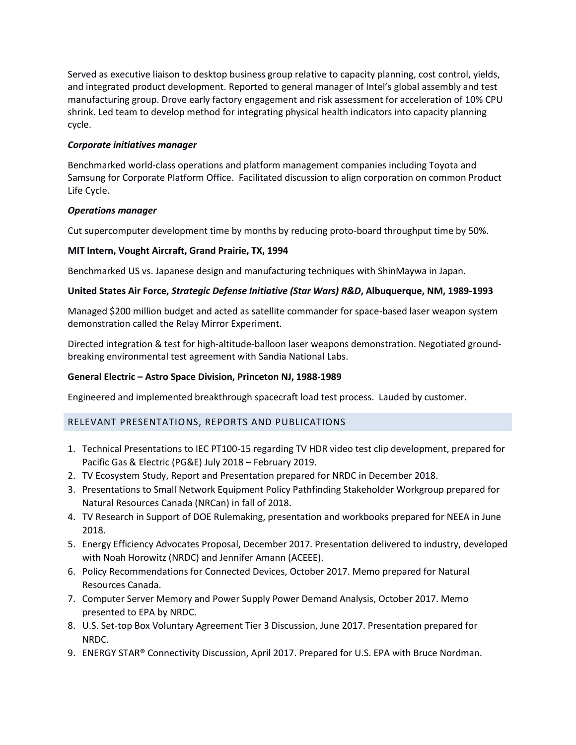Served as executive liaison to desktop business group relative to capacity planning, cost control, yields, and integrated product development. Reported to general manager of Intel's global assembly and test manufacturing group. Drove early factory engagement and risk assessment for acceleration of 10% CPU shrink. Led team to develop method for integrating physical health indicators into capacity planning cycle.

***Corporate initiatives manager***

Benchmarked world-class operations and platform management companies including Toyota and Samsung for Corporate Platform Office. Facilitated discussion to align corporation on common Product Life Cycle.

***Operations manager***

Cut supercomputer development time by months by reducing proto-board throughput time by 50%.

**MIT Intern, Vought Aircraft, Grand Prairie, TX, 1994**

Benchmarked US vs. Japanese design and manufacturing techniques with ShinMaywa in Japan.

**United States Air Force, *Strategic Defense Initiative (Star Wars) R&D*, Albuquerque, NM, 1989-1993**

Managed $200 million budget and acted as satellite commander for space-based laser weapon system demonstration called the Relay Mirror Experiment.

Directed integration & test for high-altitude-balloon laser weapons demonstration. Negotiated ground-breaking environmental test agreement with Sandia National Labs.

**General Electric – Astro Space Division, Princeton NJ, 1988-1989**

Engineered and implemented breakthrough spacecraft load test process. Lauded by customer.

## RELEVANT PRESENTATIONS, REPORTS AND PUBLICATIONS

1. Technical Presentations to IEC PT100-15 regarding TV HDR video test clip development, prepared for Pacific Gas & Electric (PG&E) July 2018 – February 2019.
2. TV Ecosystem Study, Report and Presentation prepared for NRDC in December 2018.
3. Presentations to Small Network Equipment Policy Pathfinding Stakeholder Workgroup prepared for Natural Resources Canada (NRCan) in fall of 2018.
4. TV Research in Support of DOE Rulemaking, presentation and workbooks prepared for NEEA in June 2018.
5. Energy Efficiency Advocates Proposal, December 2017. Presentation delivered to industry, developed with Noah Horowitz (NRDC) and Jennifer Amann (ACEEE).
6. Policy Recommendations for Connected Devices, October 2017. Memo prepared for Natural Resources Canada.
7. Computer Server Memory and Power Supply Power Demand Analysis, October 2017. Memo presented to EPA by NRDC.
8. U.S. Set-top Box Voluntary Agreement Tier 3 Discussion, June 2017. Presentation prepared for NRDC.
9. ENERGY STAR® Connectivity Discussion, April 2017. Prepared for U.S. EPA with Bruce Nordman.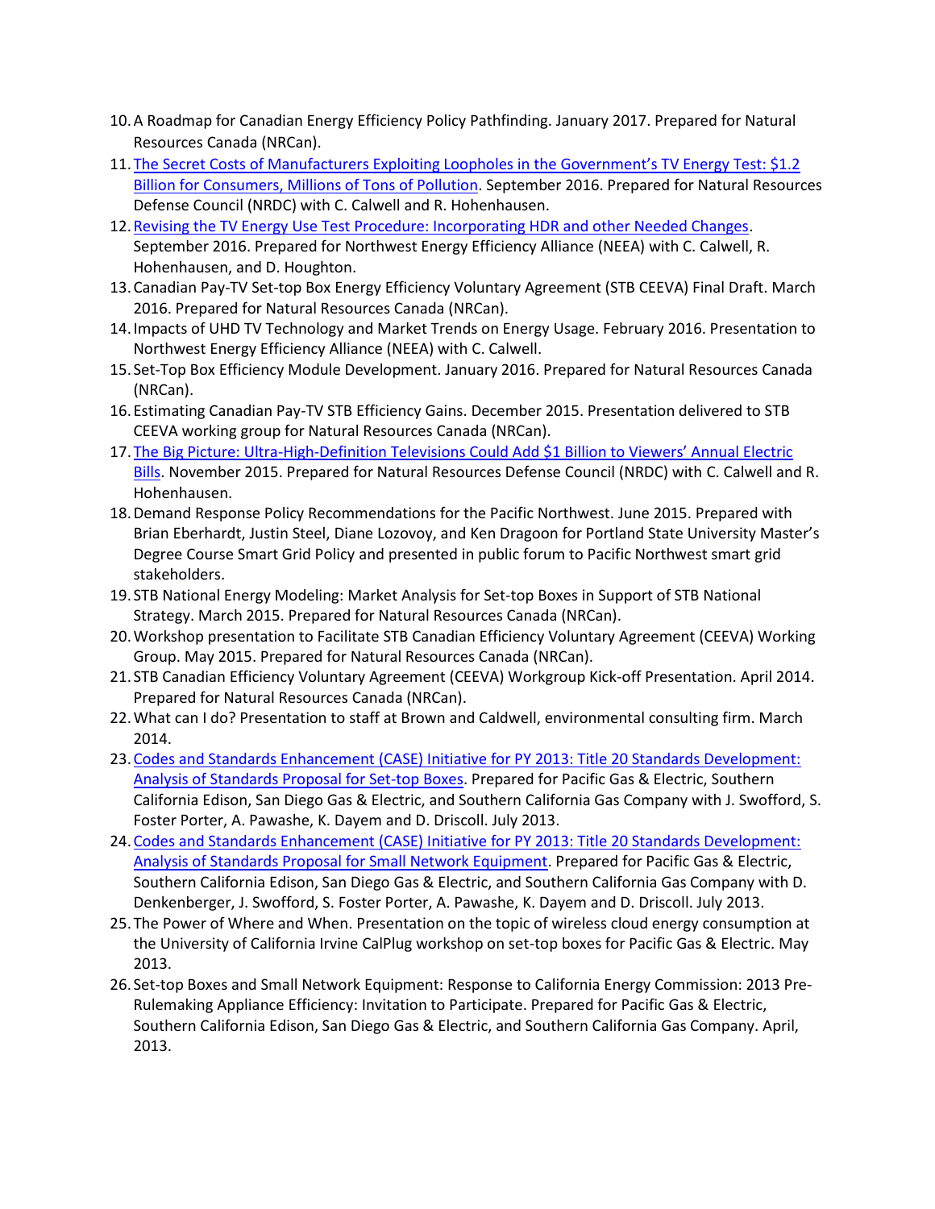10. A Roadmap for Canadian Energy Efficiency Policy Pathfinding. January 2017. Prepared for Natural Resources Canada (NRCan).
11. The Secret Costs of Manufacturers Exploiting Loopholes in the Government's TV Energy Test: $1.2 Billion for Consumers, Millions of Tons of Pollution. September 2016. Prepared for Natural Resources Defense Council (NRDC) with C. Calwell and R. Hohenhausen.
12. Revising the TV Energy Use Test Procedure: Incorporating HDR and other Needed Changes. September 2016. Prepared for Northwest Energy Efficiency Alliance (NEEA) with C. Calwell, R. Hohenhausen, and D. Houghton.
13. Canadian Pay-TV Set-top Box Energy Efficiency Voluntary Agreement (STB CEEVA) Final Draft. March 2016. Prepared for Natural Resources Canada (NRCan).
14. Impacts of UHD TV Technology and Market Trends on Energy Usage. February 2016. Presentation to Northwest Energy Efficiency Alliance (NEEA) with C. Calwell.
15. Set-Top Box Efficiency Module Development. January 2016. Prepared for Natural Resources Canada (NRCan).
16. Estimating Canadian Pay-TV STB Efficiency Gains. December 2015. Presentation delivered to STB CEEVA working group for Natural Resources Canada (NRCan).
17. The Big Picture: Ultra-High-Definition Televisions Could Add $1 Billion to Viewers' Annual Electric Bills. November 2015. Prepared for Natural Resources Defense Council (NRDC) with C. Calwell and R. Hohenhausen.
18. Demand Response Policy Recommendations for the Pacific Northwest. June 2015. Prepared with Brian Eberhardt, Justin Steel, Diane Lozovoy, and Ken Dragoon for Portland State University Master's Degree Course Smart Grid Policy and presented in public forum to Pacific Northwest smart grid stakeholders.
19. STB National Energy Modeling: Market Analysis for Set-top Boxes in Support of STB National Strategy. March 2015. Prepared for Natural Resources Canada (NRCan).
20. Workshop presentation to Facilitate STB Canadian Efficiency Voluntary Agreement (CEEVA) Working Group. May 2015. Prepared for Natural Resources Canada (NRCan).
21. STB Canadian Efficiency Voluntary Agreement (CEEVA) Workgroup Kick-off Presentation. April 2014. Prepared for Natural Resources Canada (NRCan).
22. What can I do? Presentation to staff at Brown and Caldwell, environmental consulting firm. March 2014.
23. Codes and Standards Enhancement (CASE) Initiative for PY 2013: Title 20 Standards Development: Analysis of Standards Proposal for Set-top Boxes. Prepared for Pacific Gas & Electric, Southern California Edison, San Diego Gas & Electric, and Southern California Gas Company with J. Swofford, S. Foster Porter, A. Pawashe, K. Dayem and D. Driscoll. July 2013.
24. Codes and Standards Enhancement (CASE) Initiative for PY 2013: Title 20 Standards Development: Analysis of Standards Proposal for Small Network Equipment. Prepared for Pacific Gas & Electric, Southern California Edison, San Diego Gas & Electric, and Southern California Gas Company with D. Denkenberger, J. Swofford, S. Foster Porter, A. Pawashe, K. Dayem and D. Driscoll. July 2013.
25. The Power of Where and When. Presentation on the topic of wireless cloud energy consumption at the University of California Irvine CalPlug workshop on set-top boxes for Pacific Gas & Electric. May 2013.
26. Set-top Boxes and Small Network Equipment: Response to California Energy Commission: 2013 Pre-Rulemaking Appliance Efficiency: Invitation to Participate. Prepared for Pacific Gas & Electric, Southern California Edison, San Diego Gas & Electric, and Southern California Gas Company. April, 2013.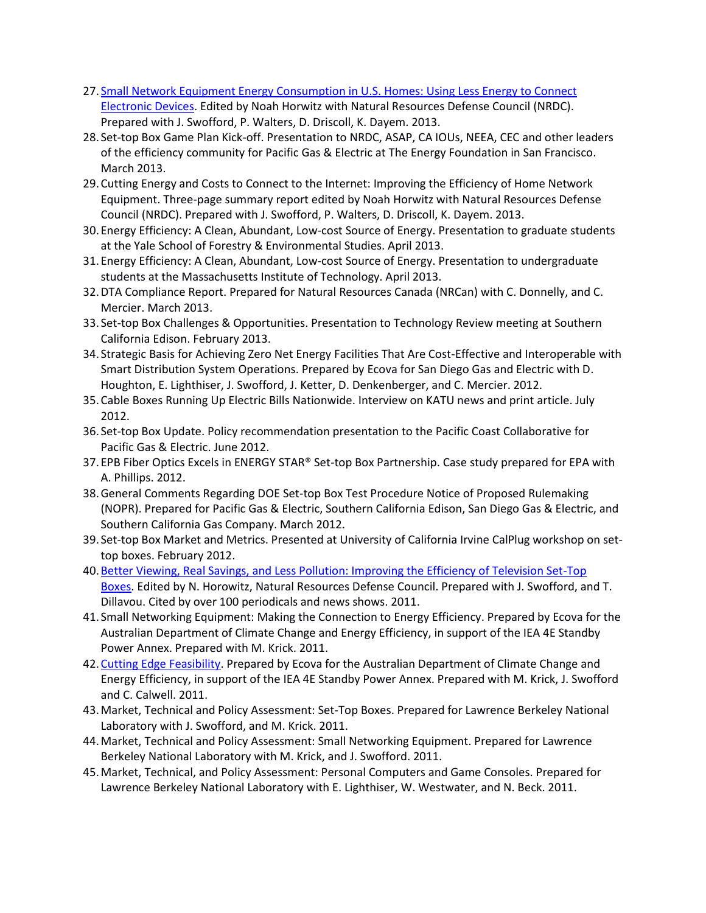27. Small Network Equipment Energy Consumption in U.S. Homes: Using Less Energy to Connect Electronic Devices. Edited by Noah Horwitz with Natural Resources Defense Council (NRDC). Prepared with J. Swofford, P. Walters, D. Driscoll, K. Dayem. 2013.
28. Set-top Box Game Plan Kick-off. Presentation to NRDC, ASAP, CA IOUs, NEEA, CEC and other leaders of the efficiency community for Pacific Gas & Electric at The Energy Foundation in San Francisco. March 2013.
29. Cutting Energy and Costs to Connect to the Internet: Improving the Efficiency of Home Network Equipment. Three-page summary report edited by Noah Horwitz with Natural Resources Defense Council (NRDC). Prepared with J. Swofford, P. Walters, D. Driscoll, K. Dayem. 2013.
30. Energy Efficiency: A Clean, Abundant, Low-cost Source of Energy. Presentation to graduate students at the Yale School of Forestry & Environmental Studies. April 2013.
31. Energy Efficiency: A Clean, Abundant, Low-cost Source of Energy. Presentation to undergraduate students at the Massachusetts Institute of Technology. April 2013.
32. DTA Compliance Report. Prepared for Natural Resources Canada (NRCan) with C. Donnelly, and C. Mercier. March 2013.
33. Set-top Box Challenges & Opportunities. Presentation to Technology Review meeting at Southern California Edison. February 2013.
34. Strategic Basis for Achieving Zero Net Energy Facilities That Are Cost-Effective and Interoperable with Smart Distribution System Operations. Prepared by Ecova for San Diego Gas and Electric with D. Houghton, E. Lighthiser, J. Swofford, J. Ketter, D. Denkenberger, and C. Mercier. 2012.
35. Cable Boxes Running Up Electric Bills Nationwide. Interview on KATU news and print article. July 2012.
36. Set-top Box Update. Policy recommendation presentation to the Pacific Coast Collaborative for Pacific Gas & Electric. June 2012.
37. EPB Fiber Optics Excels in ENERGY STAR® Set-top Box Partnership. Case study prepared for EPA with A. Phillips. 2012.
38. General Comments Regarding DOE Set-top Box Test Procedure Notice of Proposed Rulemaking (NOPR). Prepared for Pacific Gas & Electric, Southern California Edison, San Diego Gas & Electric, and Southern California Gas Company. March 2012.
39. Set-top Box Market and Metrics. Presented at University of California Irvine CalPlug workshop on set-top boxes. February 2012.
40. Better Viewing, Real Savings, and Less Pollution: Improving the Efficiency of Television Set-Top Boxes. Edited by N. Horowitz, Natural Resources Defense Council. Prepared with J. Swofford, and T. Dillavou. Cited by over 100 periodicals and news shows. 2011.
41. Small Networking Equipment: Making the Connection to Energy Efficiency. Prepared by Ecova for the Australian Department of Climate Change and Energy Efficiency, in support of the IEA 4E Standby Power Annex. Prepared with M. Krick. 2011.
42. Cutting Edge Feasibility. Prepared by Ecova for the Australian Department of Climate Change and Energy Efficiency, in support of the IEA 4E Standby Power Annex. Prepared with M. Krick, J. Swofford and C. Calwell. 2011.
43. Market, Technical and Policy Assessment: Set-Top Boxes. Prepared for Lawrence Berkeley National Laboratory with J. Swofford, and M. Krick. 2011.
44. Market, Technical and Policy Assessment: Small Networking Equipment. Prepared for Lawrence Berkeley National Laboratory with M. Krick, and J. Swofford. 2011.
45. Market, Technical, and Policy Assessment: Personal Computers and Game Consoles. Prepared for Lawrence Berkeley National Laboratory with E. Lighthiser, W. Westwater, and N. Beck. 2011.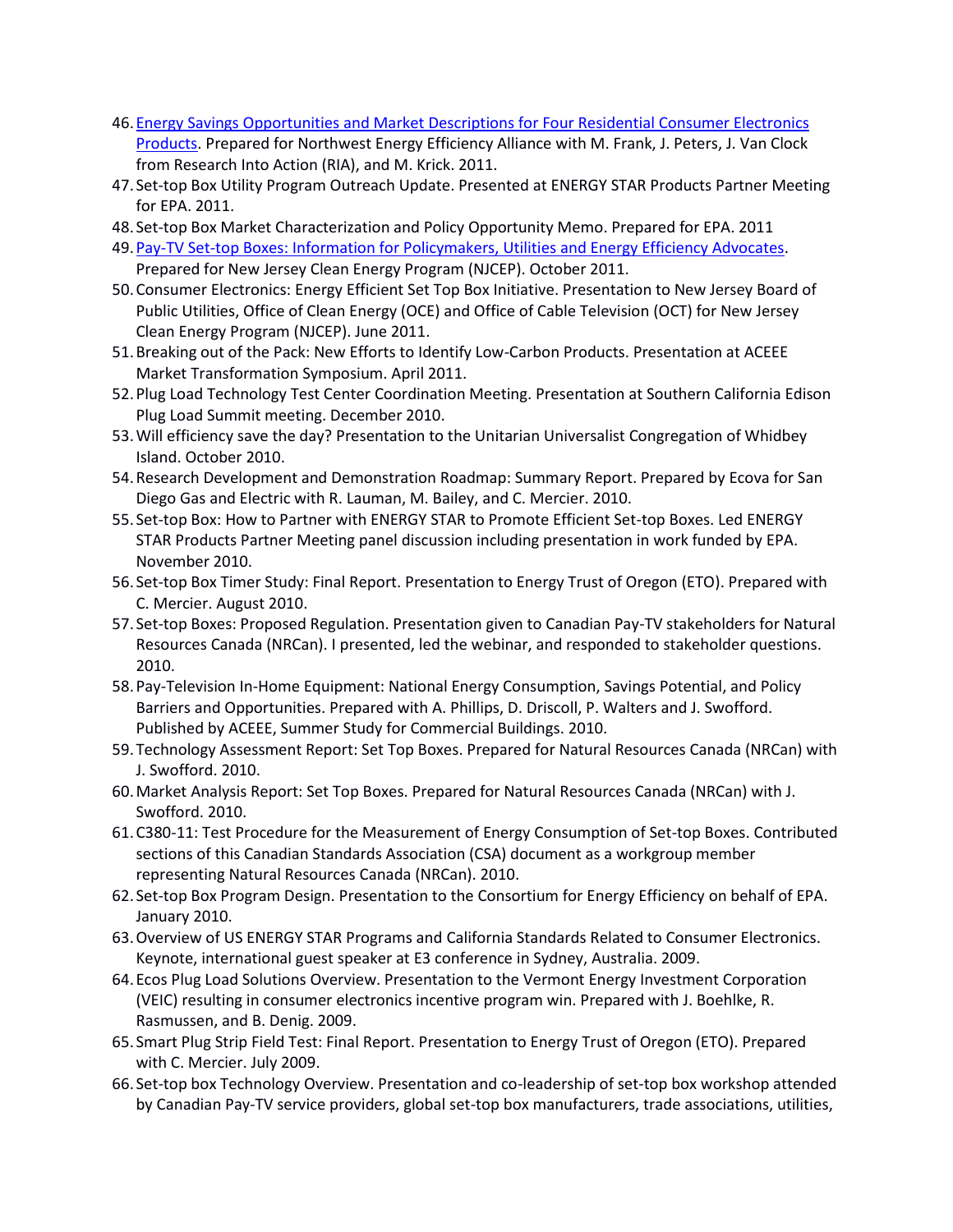46. Energy Savings Opportunities and Market Descriptions for Four Residential Consumer Electronics Products. Prepared for Northwest Energy Efficiency Alliance with M. Frank, J. Peters, J. Van Clock from Research Into Action (RIA), and M. Krick. 2011.
47. Set-top Box Utility Program Outreach Update. Presented at ENERGY STAR Products Partner Meeting for EPA. 2011.
48. Set-top Box Market Characterization and Policy Opportunity Memo. Prepared for EPA. 2011
49. Pay-TV Set-top Boxes: Information for Policymakers, Utilities and Energy Efficiency Advocates. Prepared for New Jersey Clean Energy Program (NJCEP). October 2011.
50. Consumer Electronics: Energy Efficient Set Top Box Initiative. Presentation to New Jersey Board of Public Utilities, Office of Clean Energy (OCE) and Office of Cable Television (OCT) for New Jersey Clean Energy Program (NJCEP). June 2011.
51. Breaking out of the Pack: New Efforts to Identify Low-Carbon Products. Presentation at ACEEE Market Transformation Symposium. April 2011.
52. Plug Load Technology Test Center Coordination Meeting. Presentation at Southern California Edison Plug Load Summit meeting. December 2010.
53. Will efficiency save the day? Presentation to the Unitarian Universalist Congregation of Whidbey Island. October 2010.
54. Research Development and Demonstration Roadmap: Summary Report. Prepared by Ecova for San Diego Gas and Electric with R. Lauman, M. Bailey, and C. Mercier. 2010.
55. Set-top Box: How to Partner with ENERGY STAR to Promote Efficient Set-top Boxes. Led ENERGY STAR Products Partner Meeting panel discussion including presentation in work funded by EPA. November 2010.
56. Set-top Box Timer Study: Final Report. Presentation to Energy Trust of Oregon (ETO). Prepared with C. Mercier. August 2010.
57. Set-top Boxes: Proposed Regulation. Presentation given to Canadian Pay-TV stakeholders for Natural Resources Canada (NRCan). I presented, led the webinar, and responded to stakeholder questions. 2010.
58. Pay-Television In-Home Equipment: National Energy Consumption, Savings Potential, and Policy Barriers and Opportunities. Prepared with A. Phillips, D. Driscoll, P. Walters and J. Swofford. Published by ACEEE, Summer Study for Commercial Buildings. 2010.
59. Technology Assessment Report: Set Top Boxes. Prepared for Natural Resources Canada (NRCan) with J. Swofford. 2010.
60. Market Analysis Report: Set Top Boxes. Prepared for Natural Resources Canada (NRCan) with J. Swofford. 2010.
61. C380-11: Test Procedure for the Measurement of Energy Consumption of Set-top Boxes. Contributed sections of this Canadian Standards Association (CSA) document as a workgroup member representing Natural Resources Canada (NRCan). 2010.
62. Set-top Box Program Design. Presentation to the Consortium for Energy Efficiency on behalf of EPA. January 2010.
63. Overview of US ENERGY STAR Programs and California Standards Related to Consumer Electronics. Keynote, international guest speaker at E3 conference in Sydney, Australia. 2009.
64. Ecos Plug Load Solutions Overview. Presentation to the Vermont Energy Investment Corporation (VEIC) resulting in consumer electronics incentive program win. Prepared with J. Boehlke, R. Rasmussen, and B. Denig. 2009.
65. Smart Plug Strip Field Test: Final Report. Presentation to Energy Trust of Oregon (ETO). Prepared with C. Mercier. July 2009.
66. Set-top box Technology Overview. Presentation and co-leadership of set-top box workshop attended by Canadian Pay-TV service providers, global set-top box manufacturers, trade associations, utilities,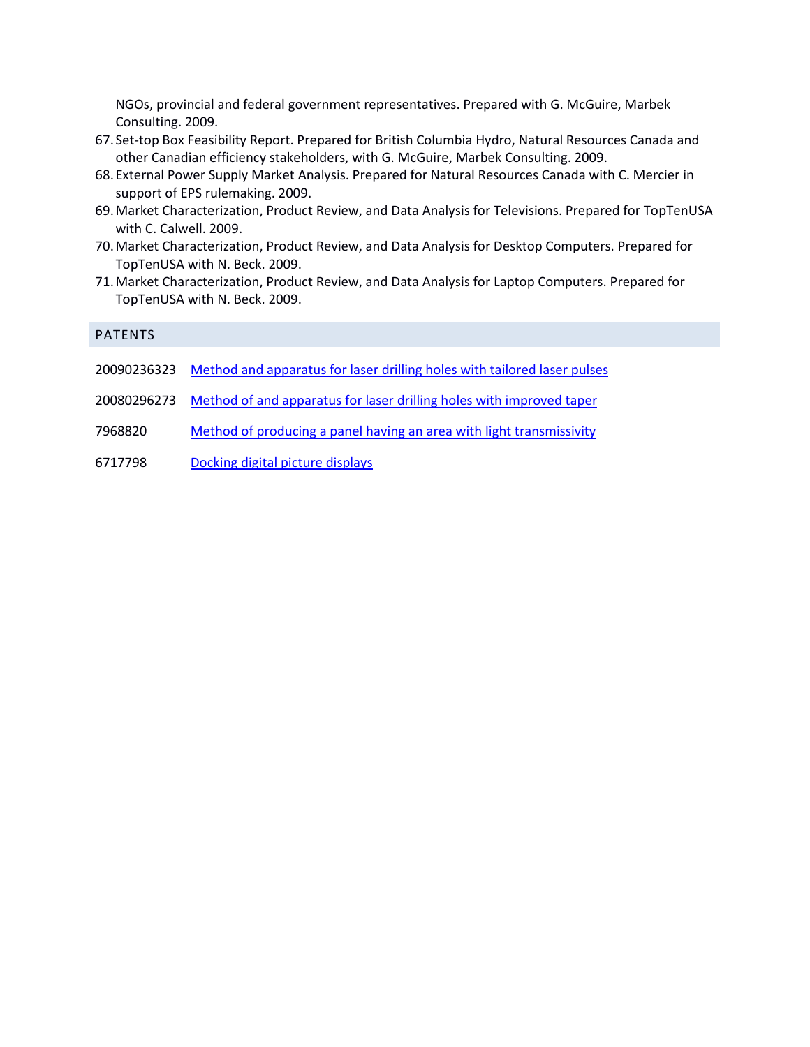NGOs, provincial and federal government representatives. Prepared with G. McGuire, Marbek Consulting. 2009.

67. Set-top Box Feasibility Report. Prepared for British Columbia Hydro, Natural Resources Canada and other Canadian efficiency stakeholders, with G. McGuire, Marbek Consulting. 2009.
68. External Power Supply Market Analysis. Prepared for Natural Resources Canada with C. Mercier in support of EPS rulemaking. 2009.
69. Market Characterization, Product Review, and Data Analysis for Televisions. Prepared for TopTenUSA with C. Calwell. 2009.
70. Market Characterization, Product Review, and Data Analysis for Desktop Computers. Prepared for TopTenUSA with N. Beck. 2009.
71. Market Characterization, Product Review, and Data Analysis for Laptop Computers. Prepared for TopTenUSA with N. Beck. 2009.

## PATENTS

| | |
|---|---|
| 20090236323 | Method and apparatus for laser drilling holes with tailored laser pulses |
| 20080296273 | Method of and apparatus for laser drilling holes with improved taper |
| 7968820 | Method of producing a panel having an area with light transmissivity |
| 6717798 | Docking digital picture displays |